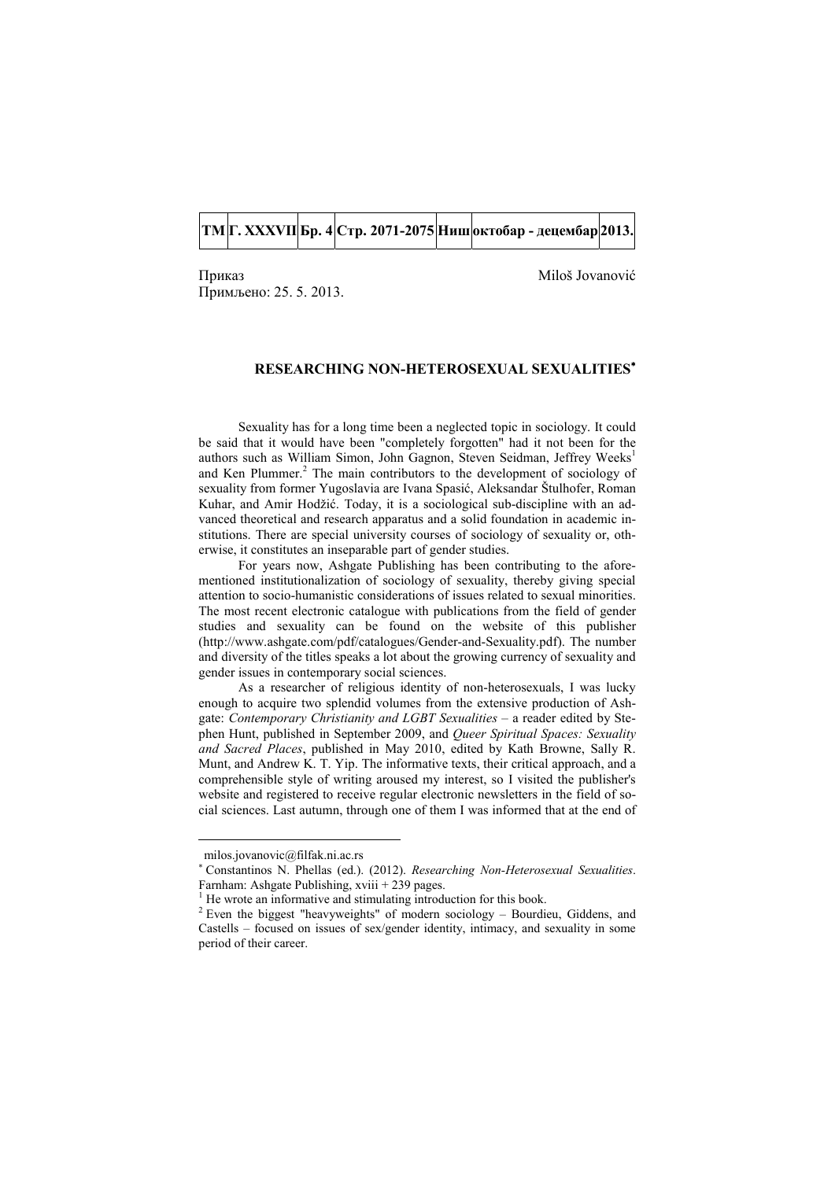Приказ

Примљено: 25. 5. 2013.

Miloš Jovanović

## RESEARCHING NON-HETEROSEXUAL SEXUALITIES[*]

Sexuality has for a long time been a neglected topic in sociology. It could be said that it would have been "completely forgotten" had it not been for the authors such as William Simon, John Gagnon, Steven Seidman, Jeffrey Weeks[1] and Ken Plummer.[2] The main contributors to the development of sociology of sexuality from former Yugoslavia are Ivana Spasić, Aleksandar Štulhofer, Roman Kuhar, and Amir Hodžić. Today, it is a sociological sub-discipline with an advanced theoretical and research apparatus and a solid foundation in academic institutions. There are special university courses of sociology of sexuality or, otherwise, it constitutes an inseparable part of gender studies.

For years now, Ashgate Publishing has been contributing to the aforementioned institutionalization of sociology of sexuality, thereby giving special attention to socio-humanistic considerations of issues related to sexual minorities. The most recent electronic catalogue with publications from the field of gender studies and sexuality can be found on the website of this publisher (http://www.ashgate.com/pdf/catalogues/Gender-and-Sexuality.pdf). The number and diversity of the titles speaks a lot about the growing currency of sexuality and gender issues in contemporary social sciences.

As a researcher of religious identity of non-heterosexuals, I was lucky enough to acquire two splendid volumes from the extensive production of Ashgate: *Contemporary Christianity and LGBT Sexualities* – a reader edited by Stephen Hunt, published in September 2009, and *Queer Spiritual Spaces: Sexuality and Sacred Places*, published in May 2010, edited by Kath Browne, Sally R. Munt, and Andrew K. T. Yip. The informative texts, their critical approach, and a comprehensible style of writing aroused my interest, so I visited the publisher's website and registered to receive regular electronic newsletters in the field of social sciences. Last autumn, through one of them I was informed that at the end of

---

milos.jovanovic@filfak.ni.ac.rs

[*] Constantinos N. Phellas (ed.). (2012). *Researching Non-Heterosexual Sexualities*. Farnham: Ashgate Publishing, xviii + 239 pages.

[1] He wrote an informative and stimulating introduction for this book.

[2] Even the biggest "heavyweights" of modern sociology – Bourdieu, Giddens, and Castells – focused on issues of sex/gender identity, intimacy, and sexuality in some period of their career.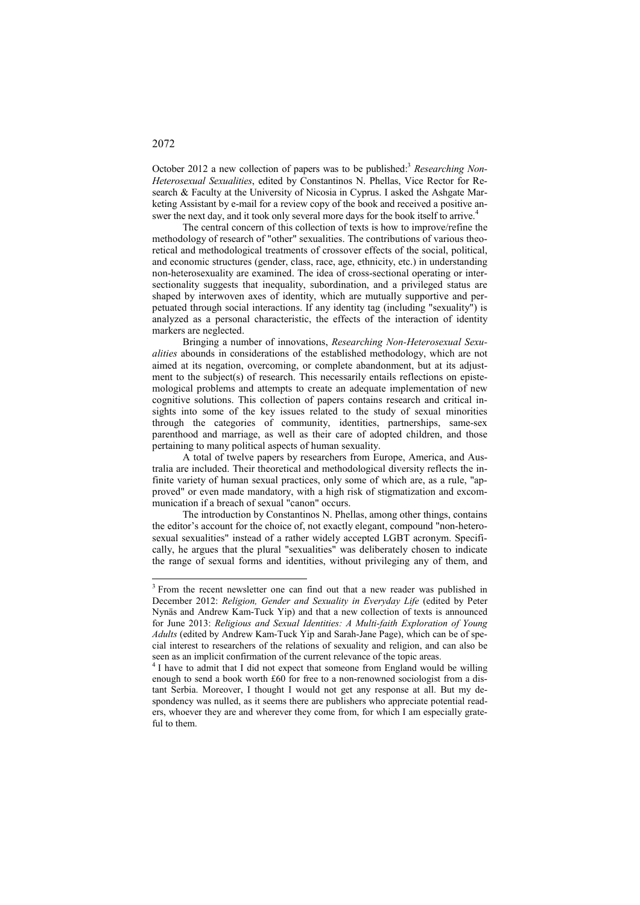October 2012 a new collection of papers was to be published:[3] *Researching Non-Heterosexual Sexualities*, edited by Constantinos N. Phellas, Vice Rector for Research & Faculty at the University of Nicosia in Cyprus. I asked the Ashgate Marketing Assistant by e-mail for a review copy of the book and received a positive answer the next day, and it took only several more days for the book itself to arrive.[4]

The central concern of this collection of texts is how to improve/refine the methodology of research of "other" sexualities. The contributions of various theoretical and methodological treatments of crossover effects of the social, political, and economic structures (gender, class, race, age, ethnicity, etc.) in understanding non-heterosexuality are examined. The idea of cross-sectional operating or intersectionality suggests that inequality, subordination, and a privileged status are shaped by interwoven axes of identity, which are mutually supportive and perpetuated through social interactions. If any identity tag (including "sexuality") is analyzed as a personal characteristic, the effects of the interaction of identity markers are neglected.

Bringing a number of innovations, *Researching Non-Heterosexual Sexualities* abounds in considerations of the established methodology, which are not aimed at its negation, overcoming, or complete abandonment, but at its adjustment to the subject(s) of research. This necessarily entails reflections on epistemological problems and attempts to create an adequate implementation of new cognitive solutions. This collection of papers contains research and critical insights into some of the key issues related to the study of sexual minorities through the categories of community, identities, partnerships, same-sex parenthood and marriage, as well as their care of adopted children, and those pertaining to many political aspects of human sexuality.

A total of twelve papers by researchers from Europe, America, and Australia are included. Their theoretical and methodological diversity reflects the infinite variety of human sexual practices, only some of which are, as a rule, "approved" or even made mandatory, with a high risk of stigmatization and excommunication if a breach of sexual "canon" occurs.

The introduction by Constantinos N. Phellas, among other things, contains the editor's account for the choice of, not exactly elegant, compound "non-heterosexual sexualities" instead of a rather widely accepted LGBT acronym. Specifically, he argues that the plural "sexualities" was deliberately chosen to indicate the range of sexual forms and identities, without privileging any of them, and

---

[3] From the recent newsletter one can find out that a new reader was published in December 2012: *Religion, Gender and Sexuality in Everyday Life* (edited by Peter Nynäs and Andrew Kam-Tuck Yip) and that a new collection of texts is announced for June 2013: *Religious and Sexual Identities: A Multi-faith Exploration of Young Adults* (edited by Andrew Kam-Tuck Yip and Sarah-Jane Page), which can be of special interest to researchers of the relations of sexuality and religion, and can also be seen as an implicit confirmation of the current relevance of the topic areas.

[4] I have to admit that I did not expect that someone from England would be willing enough to send a book worth £60 for free to a non-renowned sociologist from a distant Serbia. Moreover, I thought I would not get any response at all. But my despondency was nulled, as it seems there are publishers who appreciate potential readers, whoever they are and wherever they come from, for which I am especially grateful to them.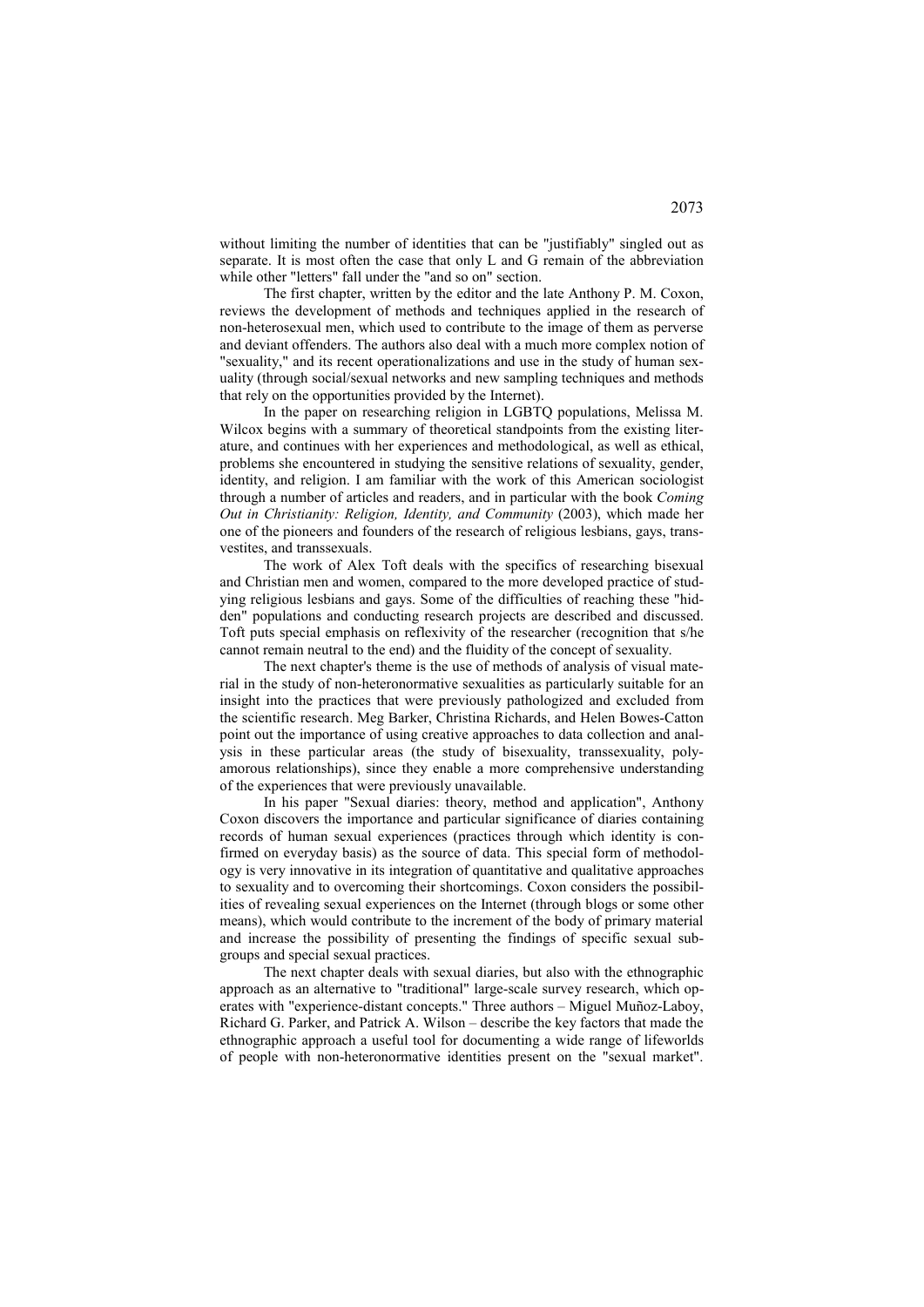without limiting the number of identities that can be "justifiably" singled out as separate. It is most often the case that only L and G remain of the abbreviation while other "letters" fall under the "and so on" section.

The first chapter, written by the editor and the late Anthony P. M. Coxon, reviews the development of methods and techniques applied in the research of non-heterosexual men, which used to contribute to the image of them as perverse and deviant offenders. The authors also deal with a much more complex notion of "sexuality," and its recent operationalizations and use in the study of human sexuality (through social/sexual networks and new sampling techniques and methods that rely on the opportunities provided by the Internet).

In the paper on researching religion in LGBTQ populations, Melissa M. Wilcox begins with a summary of theoretical standpoints from the existing literature, and continues with her experiences and methodological, as well as ethical, problems she encountered in studying the sensitive relations of sexuality, gender, identity, and religion. I am familiar with the work of this American sociologist through a number of articles and readers, and in particular with the book *Coming Out in Christianity: Religion, Identity, and Community* (2003), which made her one of the pioneers and founders of the research of religious lesbians, gays, transvestites, and transsexuals.

The work of Alex Toft deals with the specifics of researching bisexual and Christian men and women, compared to the more developed practice of studying religious lesbians and gays. Some of the difficulties of reaching these "hidden" populations and conducting research projects are described and discussed. Toft puts special emphasis on reflexivity of the researcher (recognition that s/he cannot remain neutral to the end) and the fluidity of the concept of sexuality.

The next chapter's theme is the use of methods of analysis of visual material in the study of non-heteronormative sexualities as particularly suitable for an insight into the practices that were previously pathologized and excluded from the scientific research. Meg Barker, Christina Richards, and Helen Bowes-Catton point out the importance of using creative approaches to data collection and analysis in these particular areas (the study of bisexuality, transsexuality, polyamorous relationships), since they enable a more comprehensive understanding of the experiences that were previously unavailable.

In his paper "Sexual diaries: theory, method and application", Anthony Coxon discovers the importance and particular significance of diaries containing records of human sexual experiences (practices through which identity is confirmed on everyday basis) as the source of data. This special form of methodology is very innovative in its integration of quantitative and qualitative approaches to sexuality and to overcoming their shortcomings. Coxon considers the possibilities of revealing sexual experiences on the Internet (through blogs or some other means), which would contribute to the increment of the body of primary material and increase the possibility of presenting the findings of specific sexual subgroups and special sexual practices.

The next chapter deals with sexual diaries, but also with the ethnographic approach as an alternative to "traditional" large-scale survey research, which operates with "experience-distant concepts." Three authors – Miguel Muñoz-Laboy, Richard G. Parker, and Patrick A. Wilson – describe the key factors that made the ethnographic approach a useful tool for documenting a wide range of lifeworlds of people with non-heteronormative identities present on the "sexual market".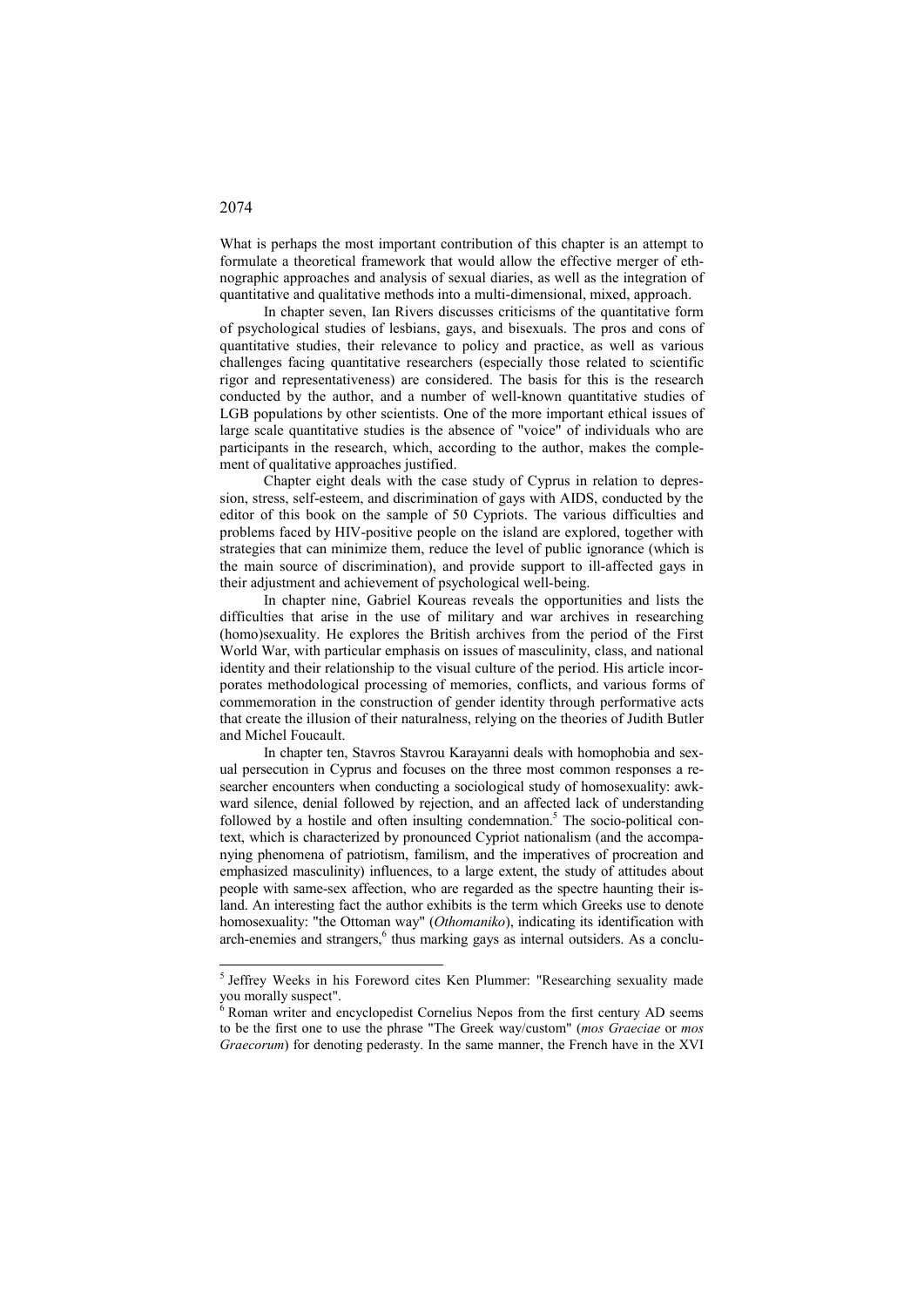What is perhaps the most important contribution of this chapter is an attempt to formulate a theoretical framework that would allow the effective merger of ethnographic approaches and analysis of sexual diaries, as well as the integration of quantitative and qualitative methods into a multi-dimensional, mixed, approach.

In chapter seven, Ian Rivers discusses criticisms of the quantitative form of psychological studies of lesbians, gays, and bisexuals. The pros and cons of quantitative studies, their relevance to policy and practice, as well as various challenges facing quantitative researchers (especially those related to scientific rigor and representativeness) are considered. The basis for this is the research conducted by the author, and a number of well-known quantitative studies of LGB populations by other scientists. One of the more important ethical issues of large scale quantitative studies is the absence of "voice" of individuals who are participants in the research, which, according to the author, makes the complement of qualitative approaches justified.

Chapter eight deals with the case study of Cyprus in relation to depression, stress, self-esteem, and discrimination of gays with AIDS, conducted by the editor of this book on the sample of 50 Cypriots. The various difficulties and problems faced by HIV-positive people on the island are explored, together with strategies that can minimize them, reduce the level of public ignorance (which is the main source of discrimination), and provide support to ill-affected gays in their adjustment and achievement of psychological well-being.

In chapter nine, Gabriel Koureas reveals the opportunities and lists the difficulties that arise in the use of military and war archives in researching (homo)sexuality. He explores the British archives from the period of the First World War, with particular emphasis on issues of masculinity, class, and national identity and their relationship to the visual culture of the period. His article incorporates methodological processing of memories, conflicts, and various forms of commemoration in the construction of gender identity through performative acts that create the illusion of their naturalness, relying on the theories of Judith Butler and Michel Foucault.

In chapter ten, Stavros Stavrou Karayanni deals with homophobia and sexual persecution in Cyprus and focuses on the three most common responses a researcher encounters when conducting a sociological study of homosexuality: awkward silence, denial followed by rejection, and an affected lack of understanding followed by a hostile and often insulting condemnation.[5] The socio-political context, which is characterized by pronounced Cypriot nationalism (and the accompanying phenomena of patriotism, familism, and the imperatives of procreation and emphasized masculinity) influences, to a large extent, the study of attitudes about people with same-sex affection, who are regarded as the spectre haunting their island. An interesting fact the author exhibits is the term which Greeks use to denote homosexuality: "the Ottoman way" (*Othomaniko*), indicating its identification with arch-enemies and strangers,[6] thus marking gays as internal outsiders. As a conclu-

---

[5] Jeffrey Weeks in his Foreword cites Ken Plummer: "Researching sexuality made you morally suspect".

[6] Roman writer and encyclopedist Cornelius Nepos from the first century AD seems to be the first one to use the phrase "The Greek way/custom" (*mos Graeciae* or *mos Graecorum*) for denoting pederasty. In the same manner, the French have in the XVI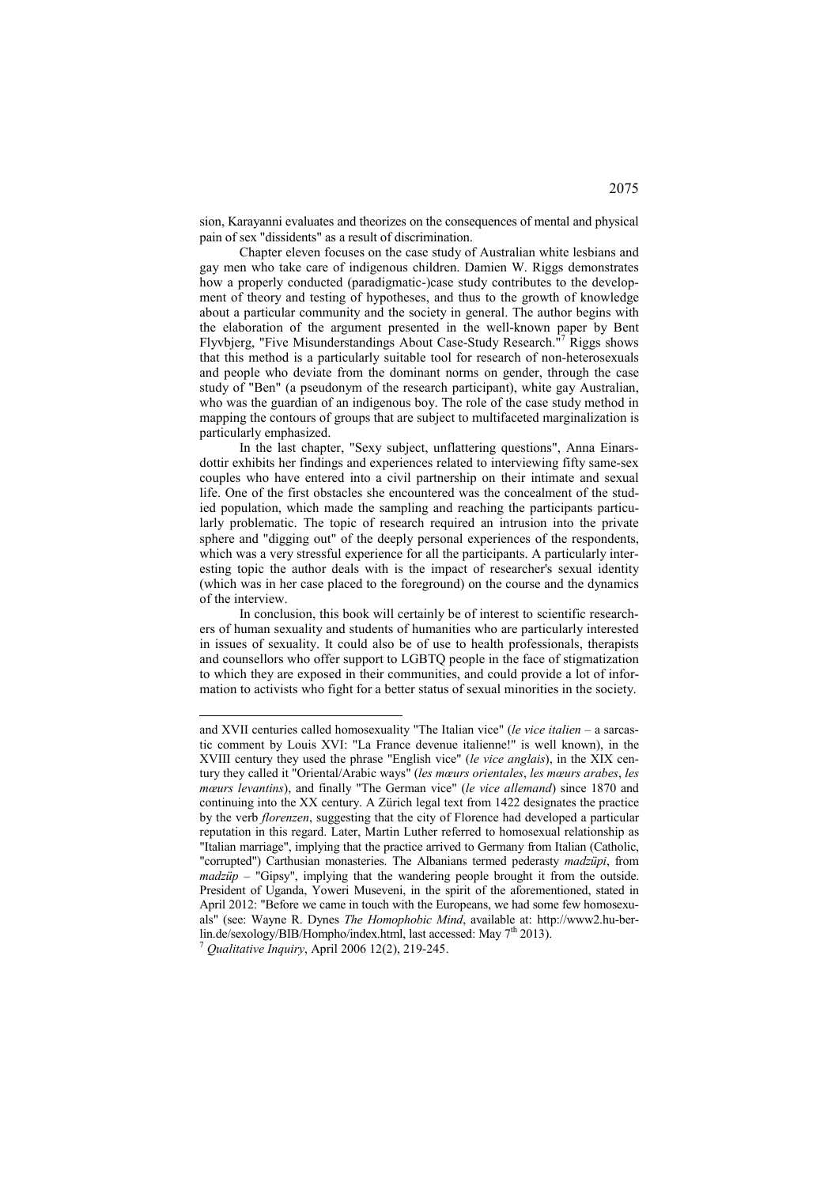sion, Karayanni evaluates and theorizes on the consequences of mental and physical pain of sex "dissidents" as a result of discrimination.

Chapter eleven focuses on the case study of Australian white lesbians and gay men who take care of indigenous children. Damien W. Riggs demonstrates how a properly conducted (paradigmatic-)case study contributes to the development of theory and testing of hypotheses, and thus to the growth of knowledge about a particular community and the society in general. The author begins with the elaboration of the argument presented in the well-known paper by Bent Flyvbjerg, "Five Misunderstandings About Case-Study Research."[7] Riggs shows that this method is a particularly suitable tool for research of non-heterosexuals and people who deviate from the dominant norms on gender, through the case study of "Ben" (a pseudonym of the research participant), white gay Australian, who was the guardian of an indigenous boy. The role of the case study method in mapping the contours of groups that are subject to multifaceted marginalization is particularly emphasized.

In the last chapter, "Sexy subject, unflattering questions", Anna Einarsdottir exhibits her findings and experiences related to interviewing fifty same-sex couples who have entered into a civil partnership on their intimate and sexual life. One of the first obstacles she encountered was the concealment of the studied population, which made the sampling and reaching the participants particularly problematic. The topic of research required an intrusion into the private sphere and "digging out" of the deeply personal experiences of the respondents, which was a very stressful experience for all the participants. A particularly interesting topic the author deals with is the impact of researcher's sexual identity (which was in her case placed to the foreground) on the course and the dynamics of the interview.

In conclusion, this book will certainly be of interest to scientific researchers of human sexuality and students of humanities who are particularly interested in issues of sexuality. It could also be of use to health professionals, therapists and counsellors who offer support to LGBTQ people in the face of stigmatization to which they are exposed in their communities, and could provide a lot of information to activists who fight for a better status of sexual minorities in the society.

---

and XVII centuries called homosexuality "The Italian vice" (*le vice italien* – a sarcastic comment by Louis XVI: "La France devenue italienne!" is well known), in the XVIII century they used the phrase "English vice" (*le vice anglais*), in the XIX century they called it "Oriental/Arabic ways" (*les mœurs orientales*, *les mœurs arabes*, *les mœurs levantins*), and finally "The German vice" (*le vice allemand*) since 1870 and continuing into the XX century. A Zürich legal text from 1422 designates the practice by the verb *florenzen*, suggesting that the city of Florence had developed a particular reputation in this regard. Later, Martin Luther referred to homosexual relationship as "Italian marriage", implying that the practice arrived to Germany from Italian (Catholic, "corrupted") Carthusian monasteries. The Albanians termed pederasty *madzüpi*, from *madzüp* – "Gipsy", implying that the wandering people brought it from the outside. President of Uganda, Yoweri Museveni, in the spirit of the aforementioned, stated in April 2012: "Before we came in touch with the Europeans, we had some few homosexuals" (see: Wayne R. Dynes *The Homophobic Mind*, available at: http://www2.hu-berlin.de/sexology/BIB/Hompho/index.html, last accessed: May 7th 2013).

[7] *Qualitative Inquiry*, April 2006 12(2), 219-245.